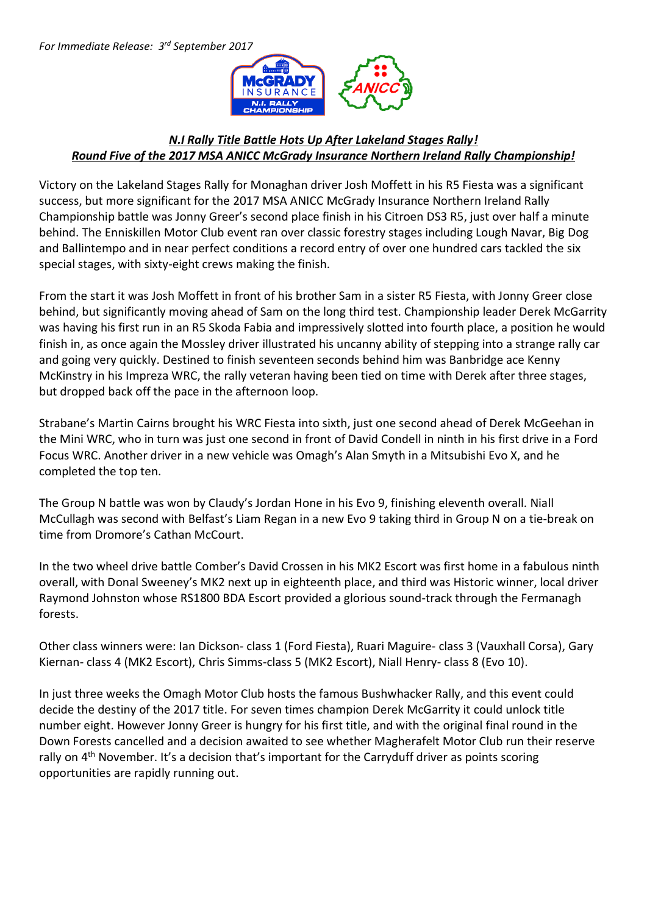*For Immediate Release: 3rd September 2017*

## ***N.I Rally Title Battle Hots Up After Lakeland Stages Rally!***
## ***Round Five of the 2017 MSA ANICC McGrady Insurance Northern Ireland Rally Championship!***

Victory on the Lakeland Stages Rally for Monaghan driver Josh Moffett in his R5 Fiesta was a significant success, but more significant for the 2017 MSA ANICC McGrady Insurance Northern Ireland Rally Championship battle was Jonny Greer's second place finish in his Citroen DS3 R5, just over half a minute behind. The Enniskillen Motor Club event ran over classic forestry stages including Lough Navar, Big Dog and Ballintempo and in near perfect conditions a record entry of over one hundred cars tackled the six special stages, with sixty-eight crews making the finish.

From the start it was Josh Moffett in front of his brother Sam in a sister R5 Fiesta, with Jonny Greer close behind, but significantly moving ahead of Sam on the long third test. Championship leader Derek McGarrity was having his first run in an R5 Skoda Fabia and impressively slotted into fourth place, a position he would finish in, as once again the Mossley driver illustrated his uncanny ability of stepping into a strange rally car and going very quickly. Destined to finish seventeen seconds behind him was Banbridge ace Kenny McKinstry in his Impreza WRC, the rally veteran having been tied on time with Derek after three stages, but dropped back off the pace in the afternoon loop.

Strabane's Martin Cairns brought his WRC Fiesta into sixth, just one second ahead of Derek McGeehan in the Mini WRC, who in turn was just one second in front of David Condell in ninth in his first drive in a Ford Focus WRC. Another driver in a new vehicle was Omagh's Alan Smyth in a Mitsubishi Evo X, and he completed the top ten.

The Group N battle was won by Claudy's Jordan Hone in his Evo 9, finishing eleventh overall. Niall McCullagh was second with Belfast's Liam Regan in a new Evo 9 taking third in Group N on a tie-break on time from Dromore's Cathan McCourt.

In the two wheel drive battle Comber's David Crossen in his MK2 Escort was first home in a fabulous ninth overall, with Donal Sweeney's MK2 next up in eighteenth place, and third was Historic winner, local driver Raymond Johnston whose RS1800 BDA Escort provided a glorious sound-track through the Fermanagh forests.

Other class winners were: Ian Dickson- class 1 (Ford Fiesta), Ruari Maguire- class 3 (Vauxhall Corsa), Gary Kiernan- class 4 (MK2 Escort), Chris Simms-class 5 (MK2 Escort), Niall Henry- class 8 (Evo 10).

In just three weeks the Omagh Motor Club hosts the famous Bushwhacker Rally, and this event could decide the destiny of the 2017 title. For seven times champion Derek McGarrity it could unlock title number eight. However Jonny Greer is hungry for his first title, and with the original final round in the Down Forests cancelled and a decision awaited to see whether Magherafelt Motor Club run their reserve rally on 4th November. It's a decision that's important for the Carryduff driver as points scoring opportunities are rapidly running out.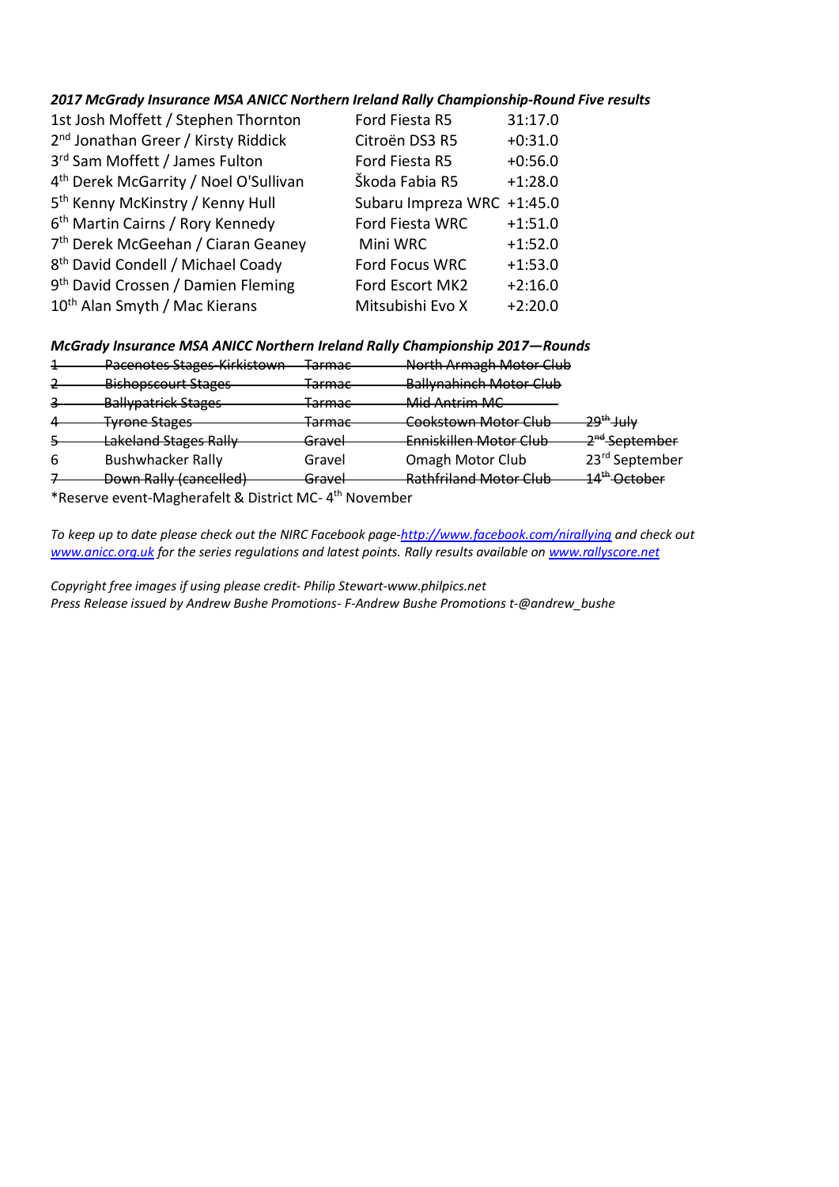***2017 McGrady Insurance MSA ANICC Northern Ireland Rally Championship-Round Five results***

| | | |
|---|---|---|
| 1st Josh Moffett / Stephen Thornton | Ford Fiesta R5 | 31:17.0 |
| 2nd Jonathan Greer / Kirsty Riddick | Citroën DS3 R5 | +0:31.0 |
| 3rd Sam Moffett / James Fulton | Ford Fiesta R5 | +0:56.0 |
| 4th Derek McGarrity / Noel O'Sullivan | Škoda Fabia R5 | +1:28.0 |
| 5th Kenny McKinstry / Kenny Hull | Subaru Impreza WRC | +1:45.0 |
| 6th Martin Cairns / Rory Kennedy | Ford Fiesta WRC | +1:51.0 |
| 7th Derek McGeehan / Ciaran Geaney | Mini WRC | +1:52.0 |
| 8th David Condell / Michael Coady | Ford Focus WRC | +1:53.0 |
| 9th David Crossen / Damien Fleming | Ford Escort MK2 | +2:16.0 |
| 10th Alan Smyth / Mac Kierans | Mitsubishi Evo X | +2:20.0 |

***McGrady Insurance MSA ANICC Northern Ireland Rally Championship 2017—Rounds***

| | | | | |
|---|---|---|---|---|
| ~~1~~ | ~~Pacenotes Stages-Kirkistown~~ | ~~Tarmac~~ | ~~North Armagh Motor Club~~ | |
| ~~2~~ | ~~Bishopscourt Stages~~ | ~~Tarmac~~ | ~~Ballynahinch Motor Club~~ | |
| ~~3~~ | ~~Ballypatrick Stages~~ | ~~Tarmac~~ | ~~Mid Antrim MC~~ | |
| ~~4~~ | ~~Tyrone Stages~~ | ~~Tarmac~~ | ~~Cookstown Motor Club~~ | ~~29th July~~ |
| ~~5~~ | ~~Lakeland Stages Rally~~ | ~~Gravel~~ | ~~Enniskillen Motor Club~~ | ~~2nd September~~ |
| 6 | Bushwhacker Rally | Gravel | Omagh Motor Club | 23rd September |
| ~~7~~ | ~~Down Rally (cancelled)~~ | ~~Gravel~~ | ~~Rathfriland Motor Club~~ | ~~14th October~~ |

*Reserve event-Magherafelt & District MC- 4th November

*To keep up to date please check out the NIRC Facebook page-http://www.facebook.com/nirallying and check out www.anicc.org.uk for the series regulations and latest points. Rally results available on www.rallyscore.net*

*Copyright free images if using please credit- Philip Stewart-www.philpics.net*
*Press Release issued by Andrew Bushe Promotions- F-Andrew Bushe Promotions t-@andrew_bushe*